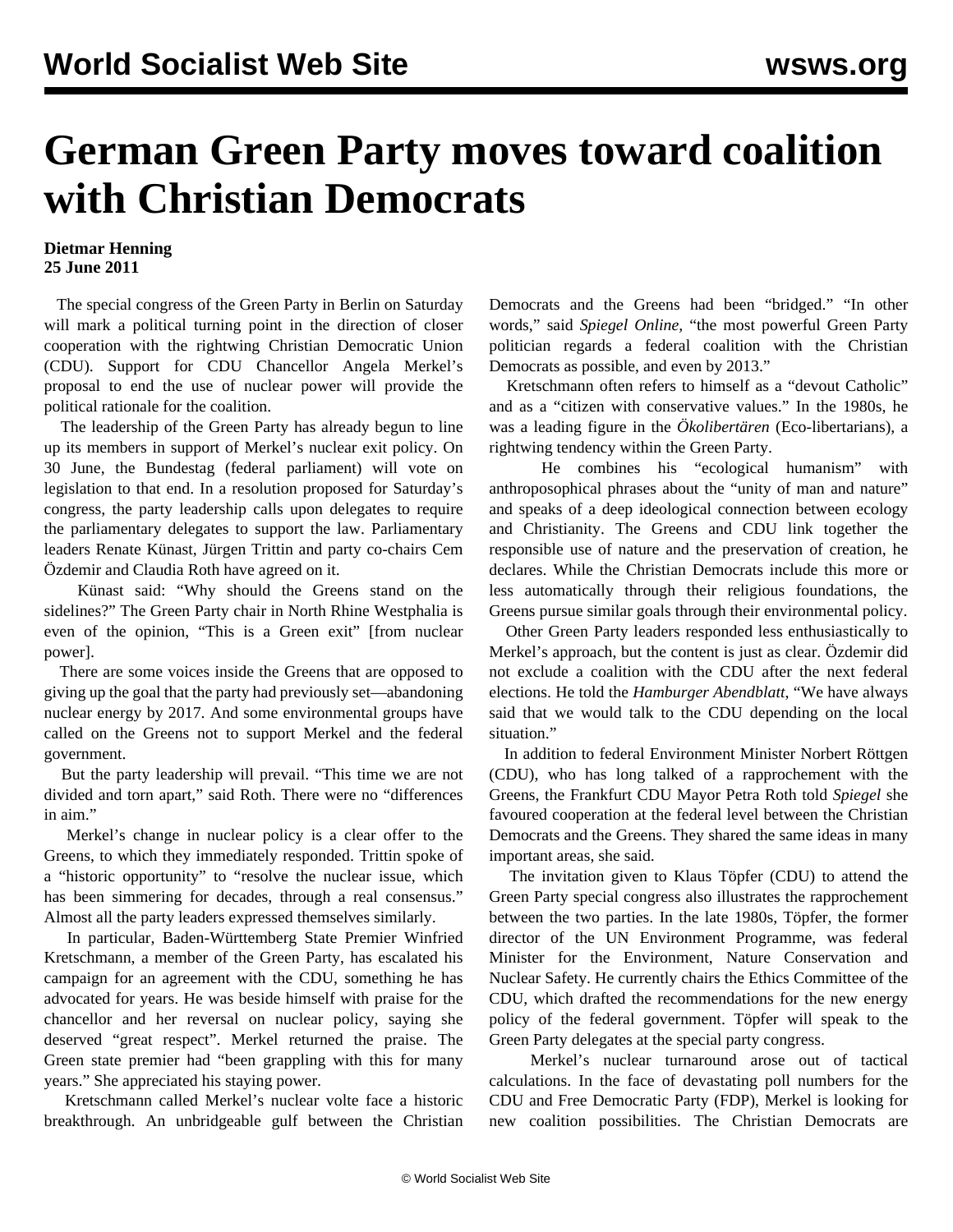# German Green Party moves toward coalition with Christian Democrats

**Dietmar Henning**
**25 June 2011**

The special congress of the Green Party in Berlin on Saturday will mark a political turning point in the direction of closer cooperation with the rightwing Christian Democratic Union (CDU). Support for CDU Chancellor Angela Merkel's proposal to end the use of nuclear power will provide the political rationale for the coalition.

The leadership of the Green Party has already begun to line up its members in support of Merkel's nuclear exit policy. On 30 June, the Bundestag (federal parliament) will vote on legislation to that end. In a resolution proposed for Saturday's congress, the party leadership calls upon delegates to require the parliamentary delegates to support the law. Parliamentary leaders Renate Künast, Jürgen Trittin and party co-chairs Cem Özdemir and Claudia Roth have agreed on it.

Künast said: "Why should the Greens stand on the sidelines?" The Green Party chair in North Rhine Westphalia is even of the opinion, "This is a Green exit" [from nuclear power].

There are some voices inside the Greens that are opposed to giving up the goal that the party had previously set—abandoning nuclear energy by 2017. And some environmental groups have called on the Greens not to support Merkel and the federal government.

But the party leadership will prevail. "This time we are not divided and torn apart," said Roth. There were no "differences in aim."

Merkel's change in nuclear policy is a clear offer to the Greens, to which they immediately responded. Trittin spoke of a "historic opportunity" to "resolve the nuclear issue, which has been simmering for decades, through a real consensus." Almost all the party leaders expressed themselves similarly.

In particular, Baden-Württemberg State Premier Winfried Kretschmann, a member of the Green Party, has escalated his campaign for an agreement with the CDU, something he has advocated for years. He was beside himself with praise for the chancellor and her reversal on nuclear policy, saying she deserved "great respect". Merkel returned the praise. The Green state premier had "been grappling with this for many years." She appreciated his staying power.

Kretschmann called Merkel's nuclear volte face a historic breakthrough. An unbridgeable gulf between the Christian Democrats and the Greens had been "bridged." "In other words," said *Spiegel Online*, "the most powerful Green Party politician regards a federal coalition with the Christian Democrats as possible, and even by 2013."

Kretschmann often refers to himself as a "devout Catholic" and as a "citizen with conservative values." In the 1980s, he was a leading figure in the *Ökolibertären* (Eco-libertarians), a rightwing tendency within the Green Party.

He combines his "ecological humanism" with anthroposophical phrases about the "unity of man and nature" and speaks of a deep ideological connection between ecology and Christianity. The Greens and CDU link together the responsible use of nature and the preservation of creation, he declares. While the Christian Democrats include this more or less automatically through their religious foundations, the Greens pursue similar goals through their environmental policy.

Other Green Party leaders responded less enthusiastically to Merkel's approach, but the content is just as clear. Özdemir did not exclude a coalition with the CDU after the next federal elections. He told the *Hamburger Abendblatt*, "We have always said that we would talk to the CDU depending on the local situation."

In addition to federal Environment Minister Norbert Röttgen (CDU), who has long talked of a rapprochement with the Greens, the Frankfurt CDU Mayor Petra Roth told *Spiegel* she favoured cooperation at the federal level between the Christian Democrats and the Greens. They shared the same ideas in many important areas, she said.

The invitation given to Klaus Töpfer (CDU) to attend the Green Party special congress also illustrates the rapprochement between the two parties. In the late 1980s, Töpfer, the former director of the UN Environment Programme, was federal Minister for the Environment, Nature Conservation and Nuclear Safety. He currently chairs the Ethics Committee of the CDU, which drafted the recommendations for the new energy policy of the federal government. Töpfer will speak to the Green Party delegates at the special party congress.

Merkel's nuclear turnaround arose out of tactical calculations. In the face of devastating poll numbers for the CDU and Free Democratic Party (FDP), Merkel is looking for new coalition possibilities. The Christian Democrats are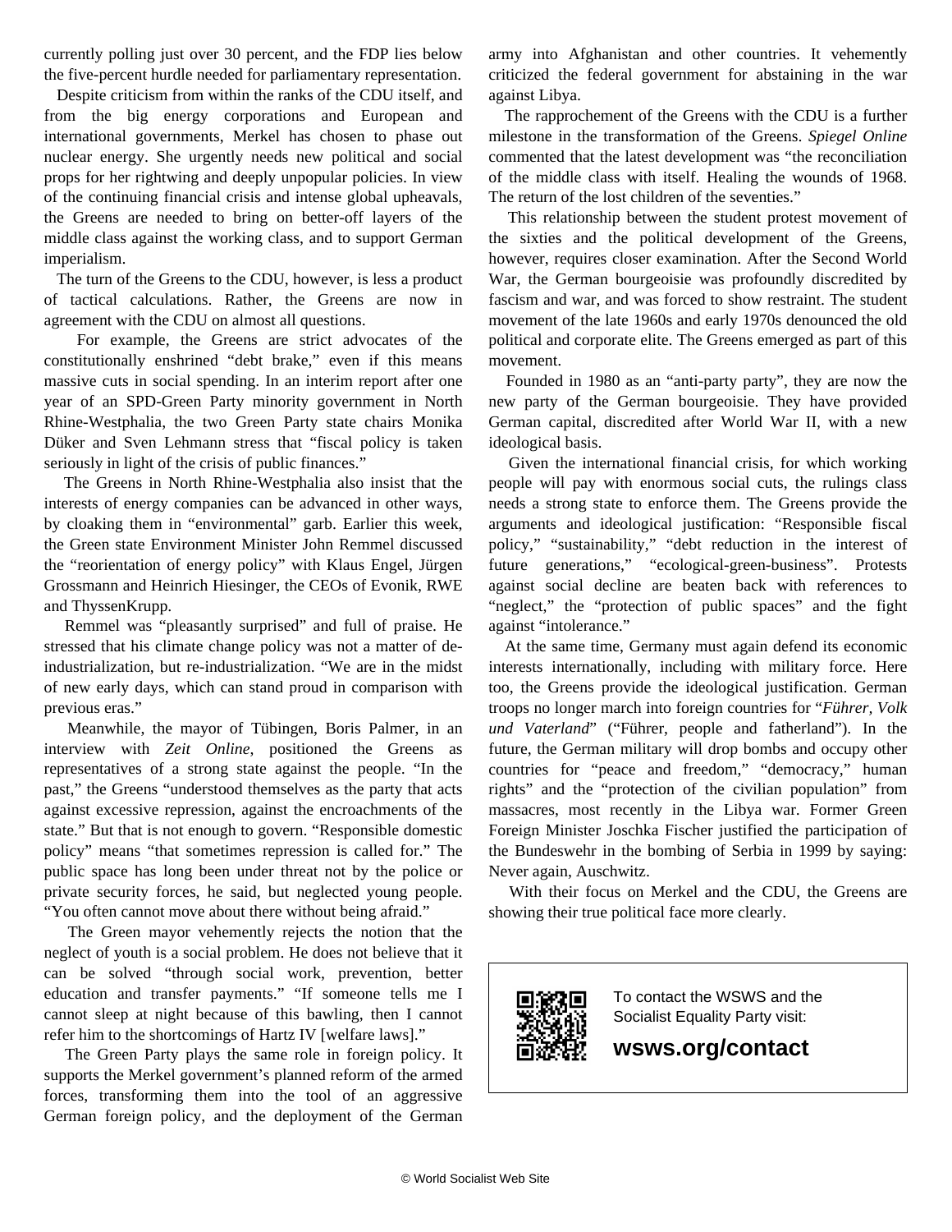currently polling just over 30 percent, and the FDP lies below the five-percent hurdle needed for parliamentary representation.

Despite criticism from within the ranks of the CDU itself, and from the big energy corporations and European and international governments, Merkel has chosen to phase out nuclear energy. She urgently needs new political and social props for her rightwing and deeply unpopular policies. In view of the continuing financial crisis and intense global upheavals, the Greens are needed to bring on better-off layers of the middle class against the working class, and to support German imperialism.

The turn of the Greens to the CDU, however, is less a product of tactical calculations. Rather, the Greens are now in agreement with the CDU on almost all questions.

For example, the Greens are strict advocates of the constitutionally enshrined "debt brake," even if this means massive cuts in social spending. In an interim report after one year of an SPD-Green Party minority government in North Rhine-Westphalia, the two Green Party state chairs Monika Düker and Sven Lehmann stress that "fiscal policy is taken seriously in light of the crisis of public finances."

The Greens in North Rhine-Westphalia also insist that the interests of energy companies can be advanced in other ways, by cloaking them in "environmental" garb. Earlier this week, the Green state Environment Minister John Remmel discussed the "reorientation of energy policy" with Klaus Engel, Jürgen Grossmann and Heinrich Hiesinger, the CEOs of Evonik, RWE and ThyssenKrupp.

Remmel was "pleasantly surprised" and full of praise. He stressed that his climate change policy was not a matter of de-industrialization, but re-industrialization. "We are in the midst of new early days, which can stand proud in comparison with previous eras."

Meanwhile, the mayor of Tübingen, Boris Palmer, in an interview with *Zeit Online*, positioned the Greens as representatives of a strong state against the people. "In the past," the Greens "understood themselves as the party that acts against excessive repression, against the encroachments of the state." But that is not enough to govern. "Responsible domestic policy" means "that sometimes repression is called for." The public space has long been under threat not by the police or private security forces, he said, but neglected young people. "You often cannot move about there without being afraid."

The Green mayor vehemently rejects the notion that the neglect of youth is a social problem. He does not believe that it can be solved "through social work, prevention, better education and transfer payments." "If someone tells me I cannot sleep at night because of this bawling, then I cannot refer him to the shortcomings of Hartz IV [welfare laws]."

The Green Party plays the same role in foreign policy. It supports the Merkel government's planned reform of the armed forces, transforming them into the tool of an aggressive German foreign policy, and the deployment of the German army into Afghanistan and other countries. It vehemently criticized the federal government for abstaining in the war against Libya.

The rapprochement of the Greens with the CDU is a further milestone in the transformation of the Greens. *Spiegel Online* commented that the latest development was "the reconciliation of the middle class with itself. Healing the wounds of 1968. The return of the lost children of the seventies."

This relationship between the student protest movement of the sixties and the political development of the Greens, however, requires closer examination. After the Second World War, the German bourgeoisie was profoundly discredited by fascism and war, and was forced to show restraint. The student movement of the late 1960s and early 1970s denounced the old political and corporate elite. The Greens emerged as part of this movement.

Founded in 1980 as an "anti-party party", they are now the new party of the German bourgeoisie. They have provided German capital, discredited after World War II, with a new ideological basis.

Given the international financial crisis, for which working people will pay with enormous social cuts, the rulings class needs a strong state to enforce them. The Greens provide the arguments and ideological justification: "Responsible fiscal policy," "sustainability," "debt reduction in the interest of future generations," "ecological-green-business". Protests against social decline are beaten back with references to "neglect," the "protection of public spaces" and the fight against "intolerance."

At the same time, Germany must again defend its economic interests internationally, including with military force. Here too, the Greens provide the ideological justification. German troops no longer march into foreign countries for "*Führer, Volk und Vaterland*" ("Führer, people and fatherland"). In the future, the German military will drop bombs and occupy other countries for "peace and freedom," "democracy," human rights" and the "protection of the civilian population" from massacres, most recently in the Libya war. Former Green Foreign Minister Joschka Fischer justified the participation of the Bundeswehr in the bombing of Serbia in 1999 by saying: Never again, Auschwitz.

With their focus on Merkel and the CDU, the Greens are showing their true political face more clearly.

To contact the WSWS and the Socialist Equality Party visit:

**wsws.org/contact**